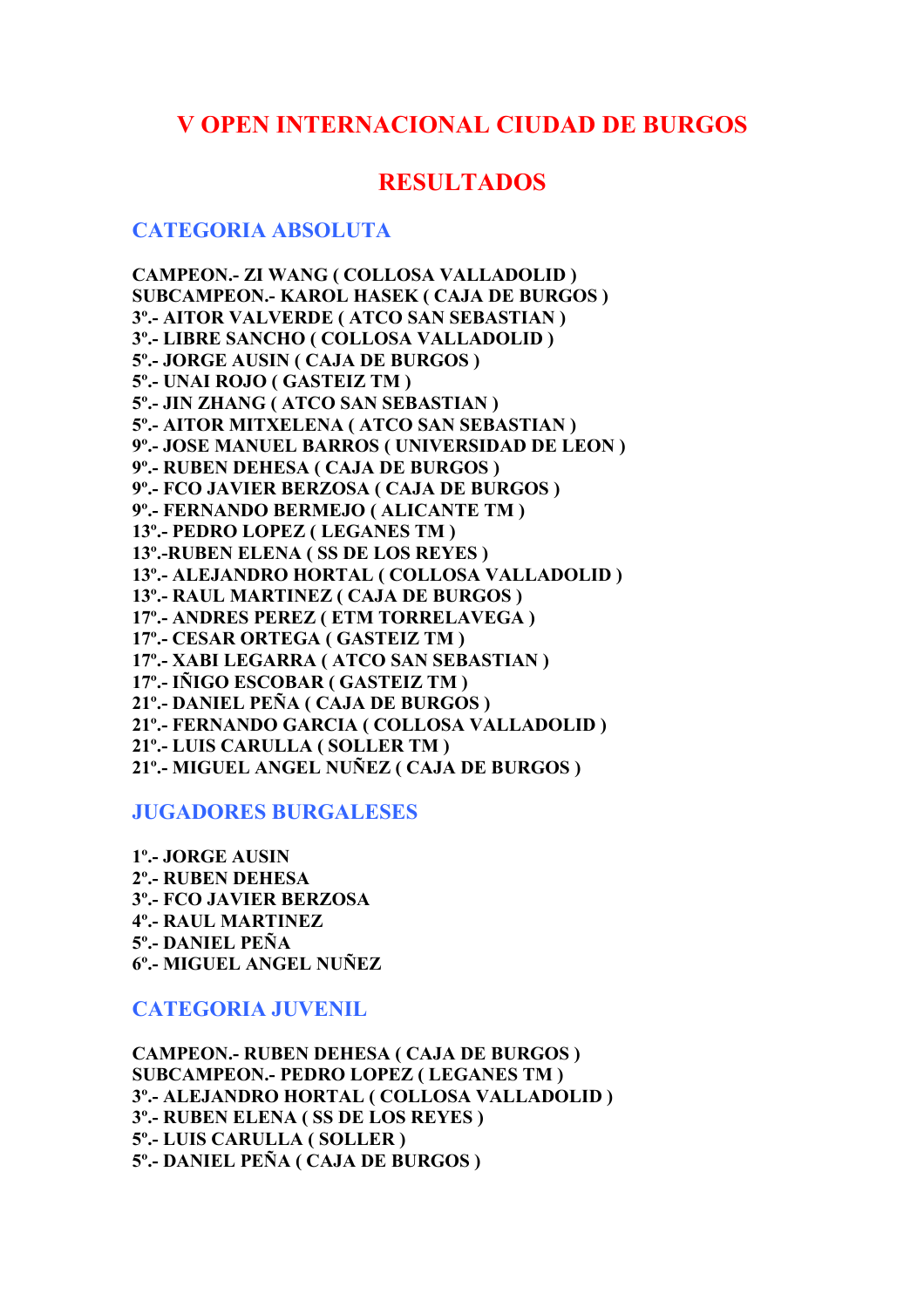# V OPEN INTERNACIONAL CIUDAD DE BURGOS

# RESULTADOS

## CATEGORIA ABSOLUTA

**CAMPEON.- ZI WANG ( COLLOSA VALLADOLID )**
**SUBCAMPEON.- KAROL HASEK ( CAJA DE BURGOS )**
**3º.- AITOR VALVERDE ( ATCO SAN SEBASTIAN )**
**3º.- LIBRE SANCHO ( COLLOSA VALLADOLID )**
**5º.- JORGE AUSIN ( CAJA DE BURGOS )**
**5º.- UNAI ROJO ( GASTEIZ TM )**
**5º.- JIN ZHANG ( ATCO SAN SEBASTIAN )**
**5º.- AITOR MITXELENA ( ATCO SAN SEBASTIAN )**
**9º.- JOSE MANUEL BARROS ( UNIVERSIDAD DE LEON )**
**9º.- RUBEN DEHESA ( CAJA DE BURGOS )**
**9º.- FCO JAVIER BERZOSA ( CAJA DE BURGOS )**
**9º.- FERNANDO BERMEJO ( ALICANTE TM )**
**13º.- PEDRO LOPEZ ( LEGANES TM )**
**13º.-RUBEN ELENA ( SS DE LOS REYES )**
**13º.- ALEJANDRO HORTAL ( COLLOSA VALLADOLID )**
**13º.- RAUL MARTINEZ ( CAJA DE BURGOS )**
**17º.- ANDRES PEREZ ( ETM TORRELAVEGA )**
**17º.- CESAR ORTEGA ( GASTEIZ TM )**
**17º.- XABI LEGARRA ( ATCO SAN SEBASTIAN )**
**17º.- IÑIGO ESCOBAR ( GASTEIZ TM )**
**21º.- DANIEL PEÑA ( CAJA DE BURGOS )**
**21º.- FERNANDO GARCIA ( COLLOSA VALLADOLID )**
**21º.- LUIS CARULLA ( SOLLER TM )**
**21º.- MIGUEL ANGEL NUÑEZ ( CAJA DE BURGOS )**

## JUGADORES BURGALESES

**1º.- JORGE AUSIN**
**2º.- RUBEN DEHESA**
**3º.- FCO JAVIER BERZOSA**
**4º.- RAUL MARTINEZ**
**5º.- DANIEL PEÑA**
**6º.- MIGUEL ANGEL NUÑEZ**

## CATEGORIA JUVENIL

**CAMPEON.- RUBEN DEHESA ( CAJA DE BURGOS )**
**SUBCAMPEON.- PEDRO LOPEZ ( LEGANES TM )**
**3º.- ALEJANDRO HORTAL ( COLLOSA VALLADOLID )**
**3º.- RUBEN ELENA ( SS DE LOS REYES )**
**5º.- LUIS CARULLA ( SOLLER )**
**5º.- DANIEL PEÑA ( CAJA DE BURGOS )**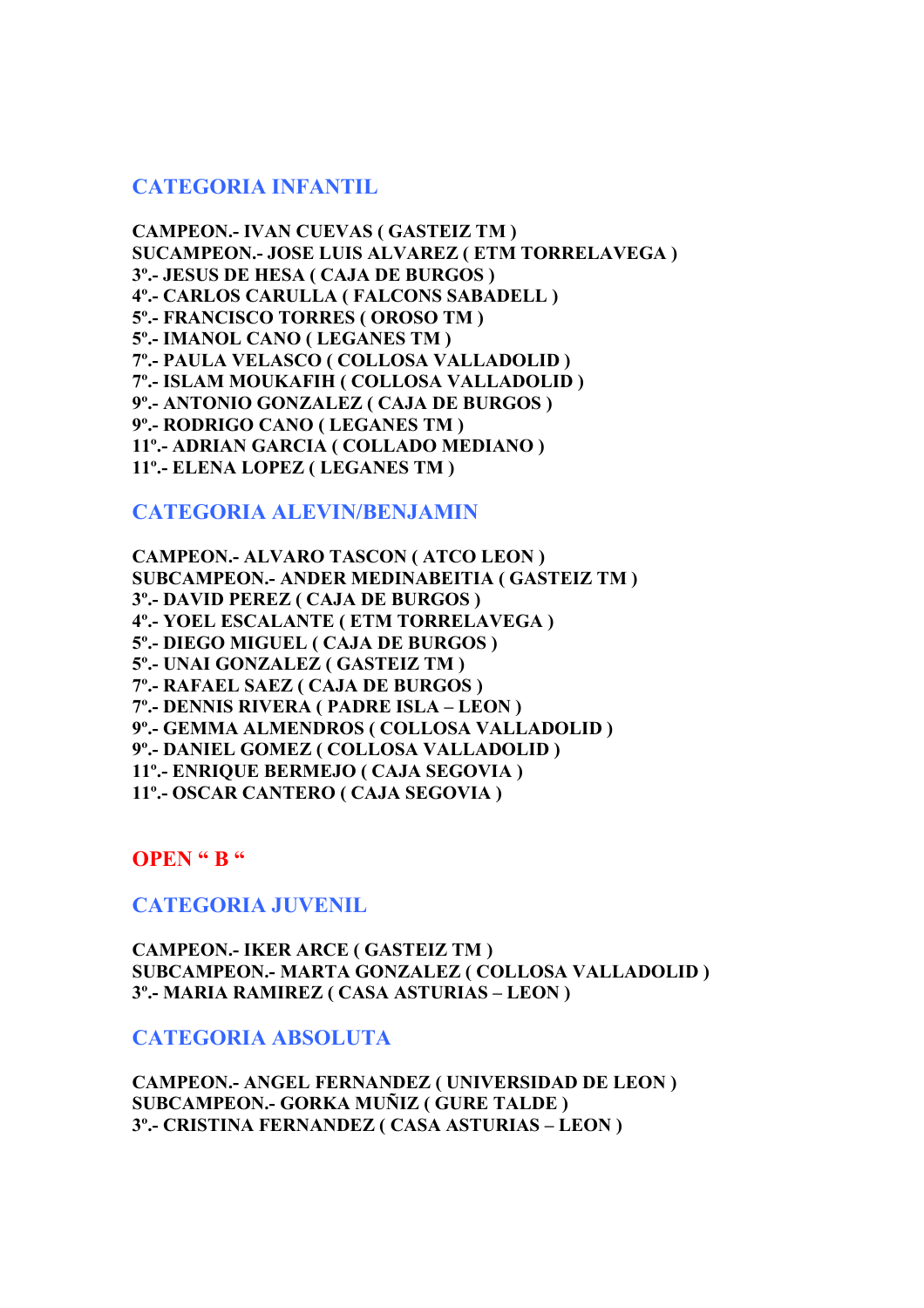## CATEGORIA INFANTIL

**CAMPEON.- IVAN CUEVAS ( GASTEIZ TM )**
**SUCAMPEON.- JOSE LUIS ALVAREZ ( ETM TORRELAVEGA )**
**3º.- JESUS DE HESA ( CAJA DE BURGOS )**
**4º.- CARLOS CARULLA ( FALCONS SABADELL )**
**5º.- FRANCISCO TORRES ( OROSO TM )**
**5º.- IMANOL CANO ( LEGANES TM )**
**7º.- PAULA VELASCO ( COLLOSA VALLADOLID )**
**7º.- ISLAM MOUKAFIH ( COLLOSA VALLADOLID )**
**9º.- ANTONIO GONZALEZ ( CAJA DE BURGOS )**
**9º.- RODRIGO CANO ( LEGANES TM )**
**11º.- ADRIAN GARCIA ( COLLADO MEDIANO )**
**11º.- ELENA LOPEZ ( LEGANES TM )**

## CATEGORIA ALEVIN/BENJAMIN

**CAMPEON.- ALVARO TASCON ( ATCO LEON )**
**SUBCAMPEON.- ANDER MEDINABEITIA ( GASTEIZ TM )**
**3º.- DAVID PEREZ ( CAJA DE BURGOS )**
**4º.- YOEL ESCALANTE ( ETM TORRELAVEGA )**
**5º.- DIEGO MIGUEL ( CAJA DE BURGOS )**
**5º.- UNAI GONZALEZ ( GASTEIZ TM )**
**7º.- RAFAEL SAEZ ( CAJA DE BURGOS )**
**7º.- DENNIS RIVERA ( PADRE ISLA – LEON )**
**9º.- GEMMA ALMENDROS ( COLLOSA VALLADOLID )**
**9º.- DANIEL GOMEZ ( COLLOSA VALLADOLID )**
**11º.- ENRIQUE BERMEJO ( CAJA SEGOVIA )**
**11º.- OSCAR CANTERO ( CAJA SEGOVIA )**

# OPEN " B "

## CATEGORIA JUVENIL

**CAMPEON.- IKER ARCE ( GASTEIZ TM )**
**SUBCAMPEON.- MARTA GONZALEZ ( COLLOSA VALLADOLID )**
**3º.- MARIA RAMIREZ ( CASA ASTURIAS – LEON )**

## CATEGORIA ABSOLUTA

**CAMPEON.- ANGEL FERNANDEZ ( UNIVERSIDAD DE LEON )**
**SUBCAMPEON.- GORKA MUÑIZ ( GURE TALDE )**
**3º.- CRISTINA FERNANDEZ ( CASA ASTURIAS – LEON )**